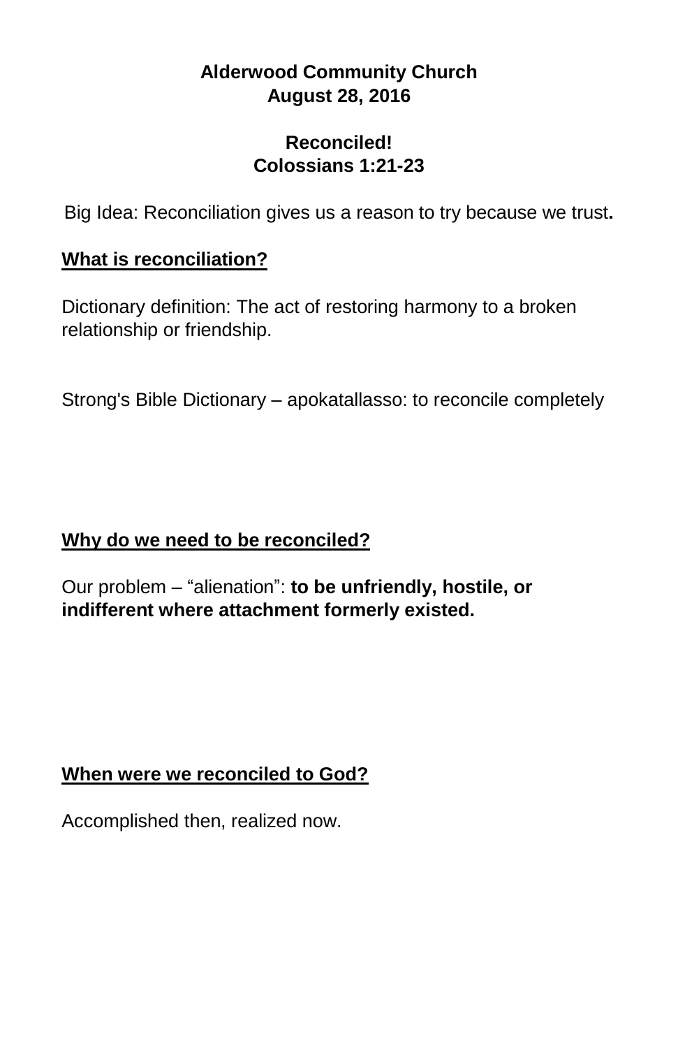**Alderwood Community Church**
**August 28, 2016**

# Reconciled!
## Colossians 1:21-23

Big Idea: Reconciliation gives us a reason to try because we trust**.**

**<u>What is reconciliation?</u>**

Dictionary definition: The act of restoring harmony to a broken relationship or friendship.

Strong's Bible Dictionary – apokatallasso: to reconcile completely

**<u>Why do we need to be reconciled?</u>**

Our problem – “alienation”: **to be unfriendly, hostile, or indifferent where attachment formerly existed.**

**<u>When were we reconciled to God?</u>**

Accomplished then, realized now.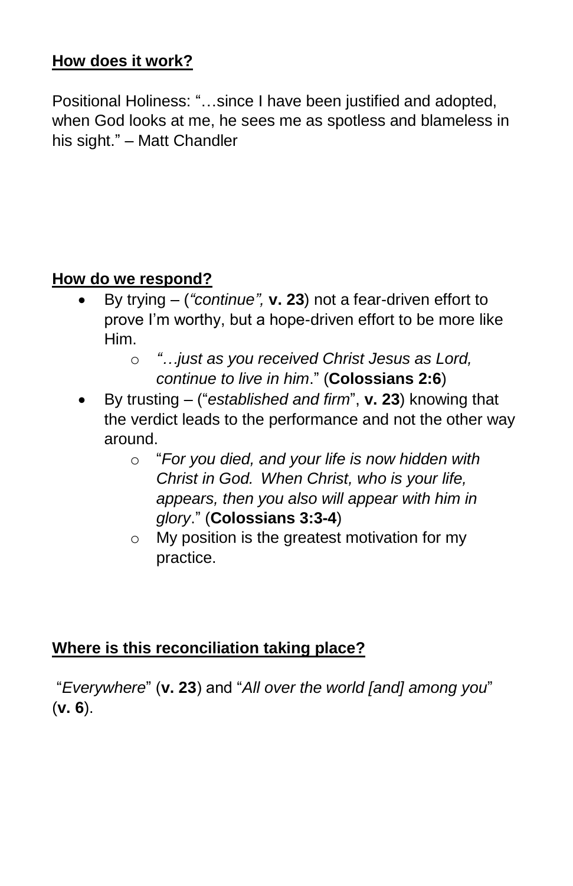**How does it work?**

Positional Holiness: "…since I have been justified and adopted, when God looks at me, he sees me as spotless and blameless in his sight." – Matt Chandler

**How do we respond?**

- By trying – (*"continue",* **v. 23**) not a fear-driven effort to prove I'm worthy, but a hope-driven effort to be more like Him.
  - *"…just as you received Christ Jesus as Lord, continue to live in him*." (**Colossians 2:6**)
- By trusting – ("*established and firm*", **v. 23**) knowing that the verdict leads to the performance and not the other way around.
  - "*For you died, and your life is now hidden with Christ in God. When Christ, who is your life, appears, then you also will appear with him in glory*." (**Colossians 3:3-4**)
  - My position is the greatest motivation for my practice.

**Where is this reconciliation taking place?**

"*Everywhere*" (**v. 23**) and "*All over the world [and] among you*" (**v. 6**).